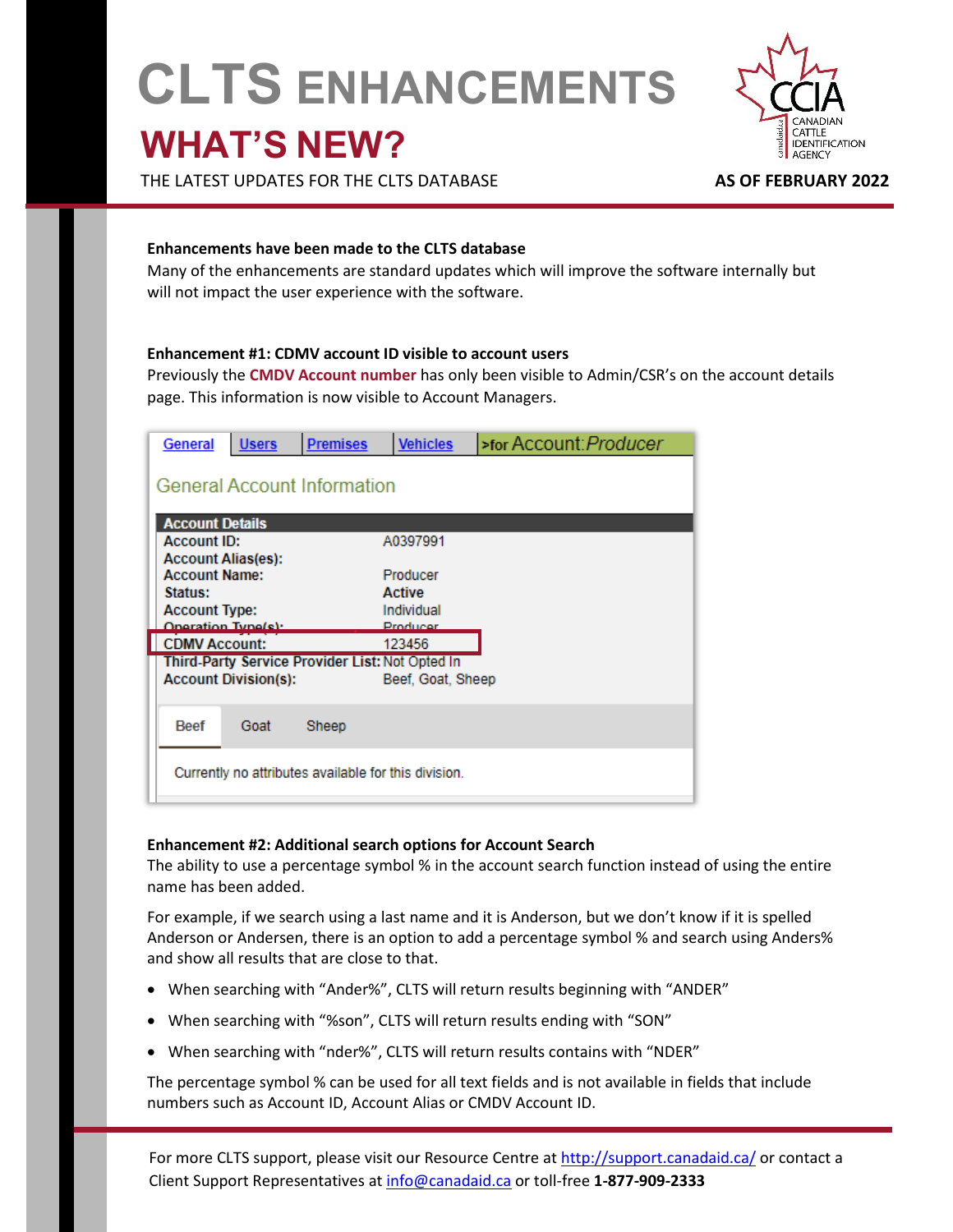# CLTS ENHANCEMENTS

## WHAT'S NEW?

THE LATEST UPDATES FOR THE CLTS DATABASE

**AS OF FEBRUARY 2022**

**Enhancements have been made to the CLTS database**

Many of the enhancements are standard updates which will improve the software internally but will not impact the user experience with the software.

**Enhancement #1: CDMV account ID visible to account users**

Previously the **CMDV Account number** has only been visible to Admin/CSR's on the account details page. This information is now visible to Account Managers.

General | Users | Premises | Vehicles | >for Account: *Producer*

General Account Information

| Account Details | |
|---|---|
| Account ID: | A0397991 |
| Account Alias(es): | |
| Account Name: | Producer |
| Status: | Active |
| Account Type: | Individual |
| Operation Type(s): | Producer |
| CDMV Account: | 123456 |
| Third-Party Service Provider List: | Not Opted In |
| Account Division(s): | Beef, Goat, Sheep |

Beef | Goat | Sheep

Currently no attributes available for this division.

**Enhancement #2: Additional search options for Account Search**

The ability to use a percentage symbol % in the account search function instead of using the entire name has been added.

For example, if we search using a last name and it is Anderson, but we don't know if it is spelled Anderson or Andersen, there is an option to add a percentage symbol % and search using Anders% and show all results that are close to that.

- When searching with "Ander%", CLTS will return results beginning with "ANDER"
- When searching with "%son", CLTS will return results ending with "SON"
- When searching with "nder%", CLTS will return results contains with "NDER"

The percentage symbol % can be used for all text fields and is not available in fields that include numbers such as Account ID, Account Alias or CMDV Account ID.

For more CLTS support, please visit our Resource Centre at http://support.canadaid.ca/ or contact a Client Support Representatives at info@canadaid.ca or toll-free **1-877-909-2333**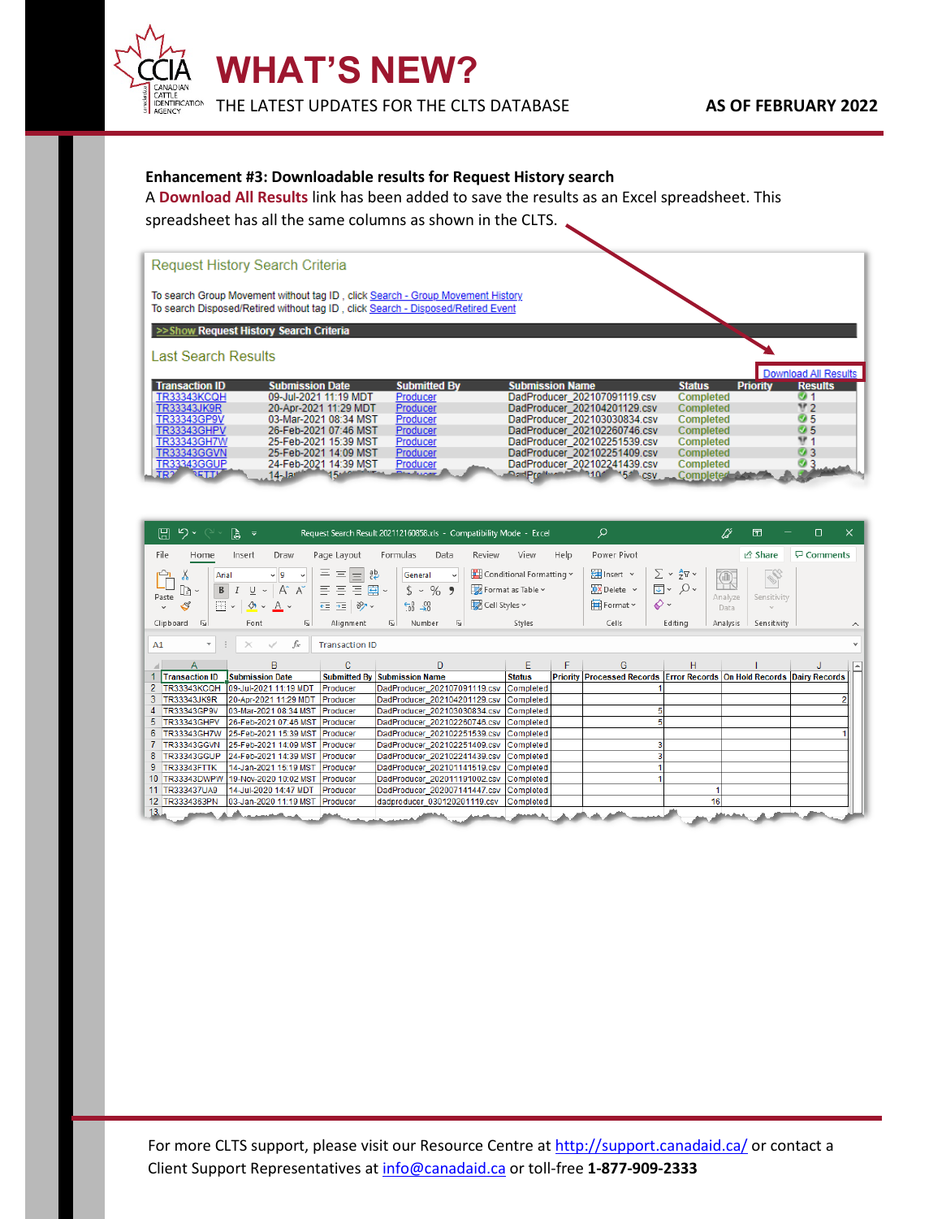# WHAT'S NEW?

THE LATEST UPDATES FOR THE CLTS DATABASE

**AS OF FEBRUARY 2022**

**Enhancement #3: Downloadable results for Request History search**

A **Download All Results** link has been added to save the results as an Excel spreadsheet. This spreadsheet has all the same columns as shown in the CLTS.

Request History Search Criteria

To search Group Movement without tag ID , click Search - Group Movement History
To search Disposed/Retired without tag ID , click Search - Disposed/Retired Event

>> Show Request History Search Criteria

Last Search Results

Download All Results

| Transaction ID | Submission Date | Submitted By | Submission Name | Status | Priority | Results |
|---|---|---|---|---|---|---|
| TR33343KCQH | 09-Jul-2021 11:19 MDT | Producer | DadProducer_202107091119.csv | Completed | | 1 |
| TR33343JK9R | 20-Apr-2021 11:29 MDT | Producer | DadProducer_202104201129.csv | Completed | | 2 |
| TR33343GP9V | 03-Mar-2021 08:34 MST | Producer | DadProducer_202103030834.csv | Completed | | 5 |
| TR33343GHPV | 26-Feb-2021 07:46 MST | Producer | DadProducer_202102260746.csv | Completed | | 5 |
| TR33343GH7W | 25-Feb-2021 15:39 MST | Producer | DadProducer_202102251539.csv | Completed | | 1 |
| TR33343GGVN | 25-Feb-2021 14:09 MST | Producer | DadProducer_202102251409.csv | Completed | | 3 |
| TR33343GGUP | 24-Feb-2021 14:39 MST | Producer | DadProducer_202102241439.csv | Completed | | 3 |

Request Search Result 202112160858.xls - Compatibility Mode - Excel

| Transaction ID | Submission Date | Submitted By | Submission Name | Status | Priority | Processed Records | Error Records | On Hold Records | Dairy Records |
|---|---|---|---|---|---|---|---|---|---|
| TR33343KCQH | 09-Jul-2021 11:19 MDT | Producer | DadProducer_202107091119.csv | Completed | | 1 | | | |
| TR33343JK9R | 20-Apr-2021 11:29 MDT | Producer | DadProducer_202104201129.csv | Completed | | | | | 2 |
| TR33343GP9V | 03-Mar-2021 08:34 MST | Producer | DadProducer_202103030834.csv | Completed | | 5 | | | |
| TR33343GHPV | 26-Feb-2021 07:46 MST | Producer | DadProducer_202102260746.csv | Completed | | 5 | | | |
| TR33343GH7W | 25-Feb-2021 15:39 MST | Producer | DadProducer_202102251539.csv | Completed | | | | | 1 |
| TR33343GGVN | 25-Feb-2021 14:09 MST | Producer | DadProducer_202102251409.csv | Completed | | 3 | | | |
| TR33343GGUP | 24-Feb-2021 14:39 MST | Producer | DadProducer_202102241439.csv | Completed | | 3 | | | |
| TR33343FTTK | 14-Jan-2021 15:19 MST | Producer | DadProducer_202101141519.csv | Completed | | 1 | | | |
| TR33343DWPW | 19-Nov-2020 10:02 MST | Producer | DadProducer_202011191002.csv | Completed | | 1 | | | |
| TR33343?UA9 | 14-Jul-2020 14:47 MDT | Producer | DadProducer_202007141447.csv | Completed | | | 1 | | |
| TR3334363PN | 03-Jan-2020 11:19 MST | Producer | dadproducer_030120201119.csv | Completed | | | 16 | | |

For more CLTS support, please visit our Resource Centre at http://support.canadaid.ca/ or contact a Client Support Representatives at info@canadaid.ca or toll-free **1-877-909-2333**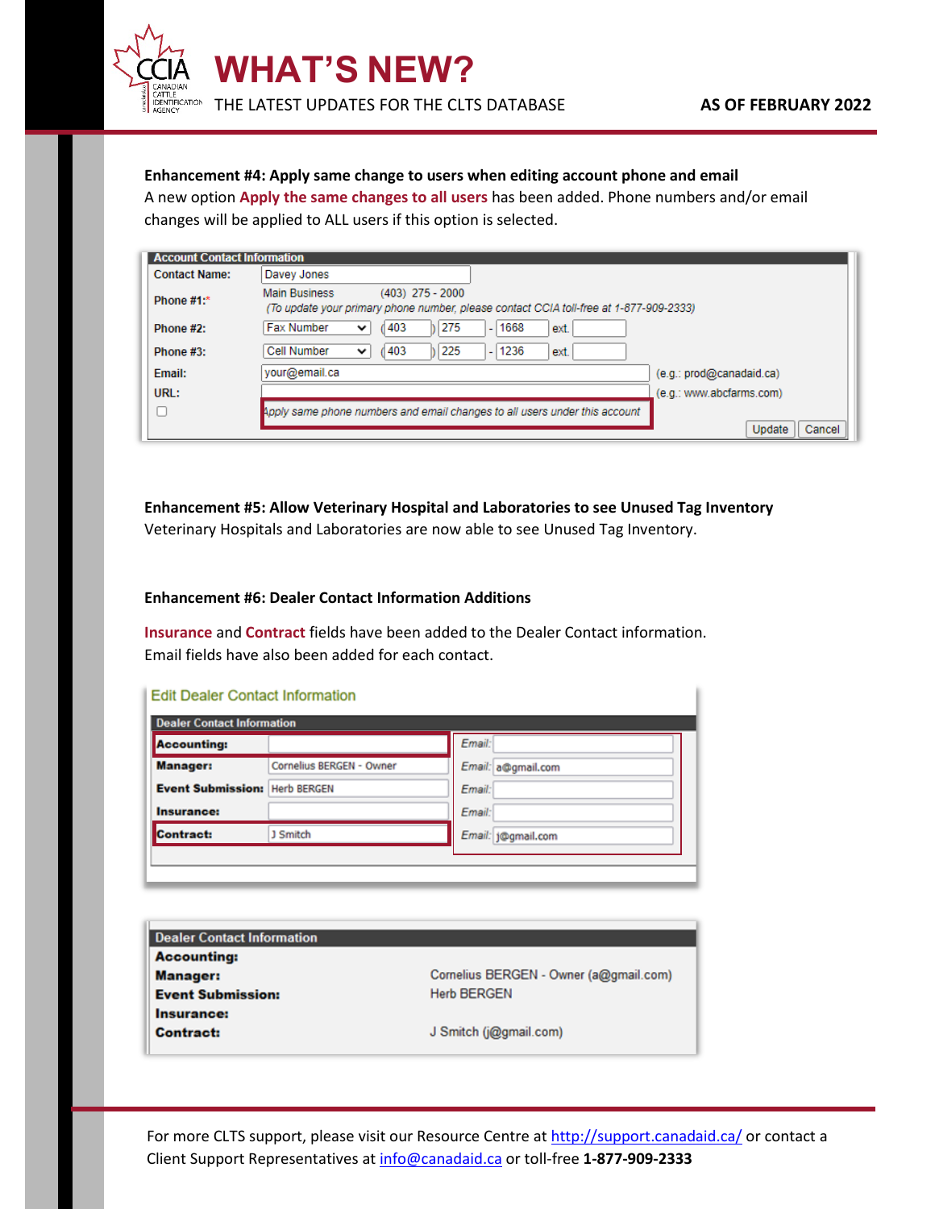**Enhancement #4: Apply same change to users when editing account phone and email**

A new option **Apply the same changes to all users** has been added. Phone numbers and/or email changes will be applied to ALL users if this option is selected.

| Account Contact Information | | |
|---|---|---|
| Contact Name: | Davey Jones | |
| Phone #1:* | Main Business (403) 275 - 2000 (To update your primary phone number, please contact CCIA toll-free at 1-877-909-2333) | |
| Phone #2: | Fax Number (403) 275 - 1668 ext. | |
| Phone #3: | Cell Number (403) 225 - 1236 ext. | |
| Email: | your@email.ca | (e.g.: prod@canadaid.ca) |
| URL: | | (e.g.: www.abcfarms.com) |
| ☐ | Apply same phone numbers and email changes to all users under this account | Update / Cancel |

**Enhancement #5: Allow Veterinary Hospital and Laboratories to see Unused Tag Inventory**

Veterinary Hospitals and Laboratories are now able to see Unused Tag Inventory.

**Enhancement #6: Dealer Contact Information Additions**

**Insurance** and **Contract** fields have been added to the Dealer Contact information. Email fields have also been added for each contact.

Edit Dealer Contact Information

| Dealer Contact Information | | |
|---|---|---|
| Accounting: | | Email: |
| Manager: | Cornelius BERGEN - Owner | Email: a@gmail.com |
| Event Submission: | Herb BERGEN | Email: |
| Insurance: | | Email: |
| Contract: | J Smitch | Email: j@gmail.com |

| Dealer Contact Information | |
|---|---|
| Accounting: | |
| Manager: | Cornelius BERGEN - Owner (a@gmail.com) |
| Event Submission: | Herb BERGEN |
| Insurance: | |
| Contract: | J Smitch (j@gmail.com) |

For more CLTS support, please visit our Resource Centre at http://support.canadaid.ca/ or contact a Client Support Representatives at info@canadaid.ca or toll-free **1-877-909-2333**